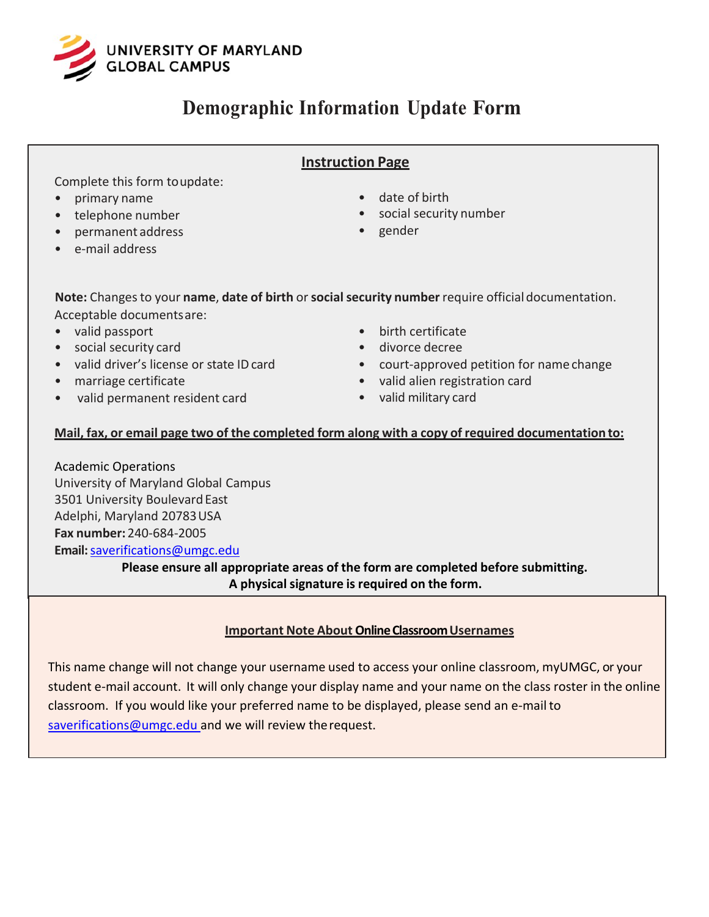UNIVERSITY OF MARYLAND
GLOBAL CAMPUS

# Demographic Information Update Form

## Instruction Page

Complete this form to update:

- primary name
- telephone number
- permanent address
- e-mail address
- date of birth
- social security number
- gender

**Note:** Changes to your **name**, **date of birth** or **social security number** require official documentation.
Acceptable documents are:

- valid passport
- social security card
- valid driver's license or state ID card
- marriage certificate
- valid permanent resident card
- birth certificate
- divorce decree
- court-approved petition for name change
- valid alien registration card
- valid military card

**Mail, fax, or email page two of the completed form along with a copy of required documentation to:**

Academic Operations
University of Maryland Global Campus
3501 University Boulevard East
Adelphi, Maryland 20783 USA
**Fax number:** 240-684-2005
**Email:** saverifications@umgc.edu

**Please ensure all appropriate areas of the form are completed before submitting.**
**A physical signature is required on the form.**

### Important Note About Online Classroom Usernames

This name change will not change your username used to access your online classroom, myUMGC, or your student e-mail account. It will only change your display name and your name on the class roster in the online classroom. If you would like your preferred name to be displayed, please send an e-mail to saverifications@umgc.edu and we will review the request.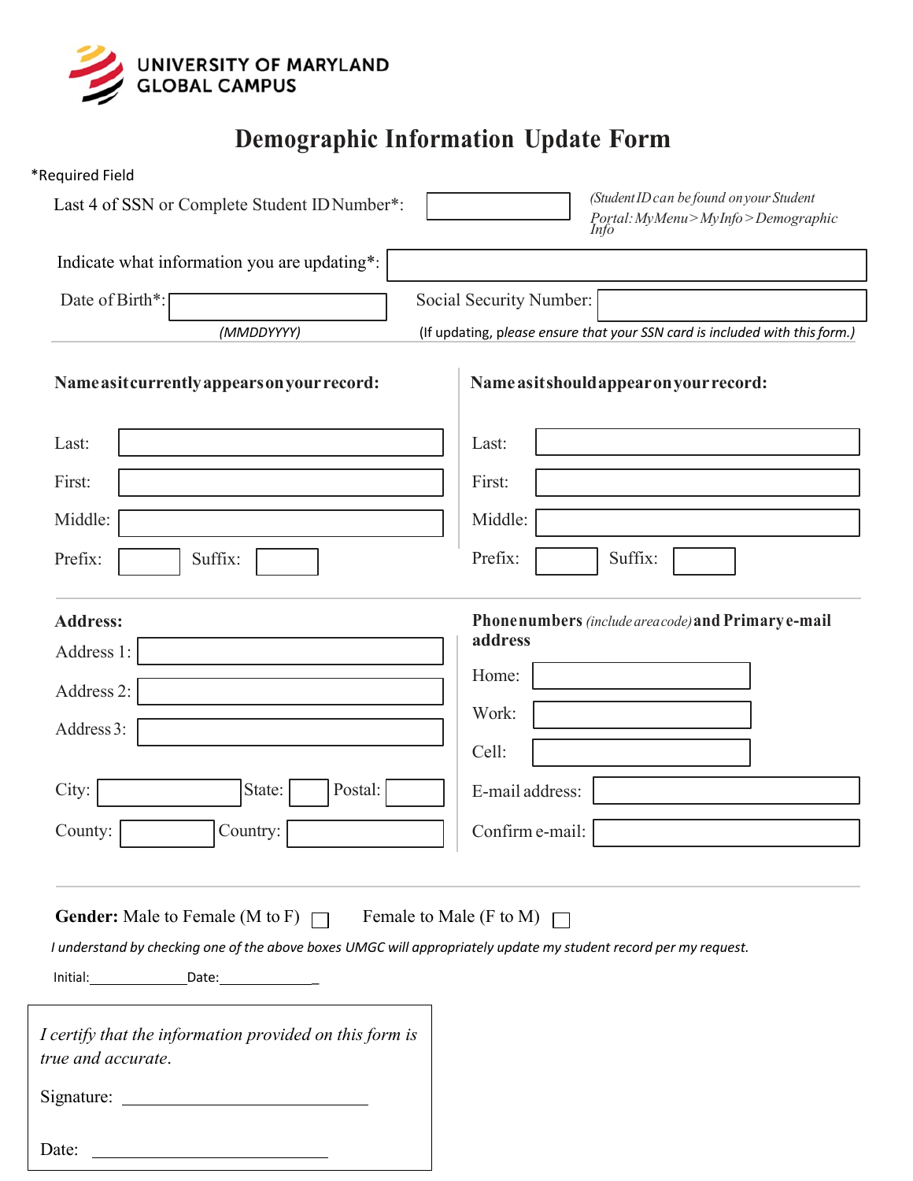UNIVERSITY OF MARYLAND
GLOBAL CAMPUS

# Demographic Information Update Form

*Required Field

Last 4 of SSN or Complete Student ID Number*: ______

*(Student ID can be found on your Student Portal: MyMenu > MyInfo > Demographic Info*

Indicate what information you are updating*: ______

Date of Birth*: ______ *(MMDDYYYY)*

Social Security Number: ______ (If updating, *please ensure that your SSN card is included with this form.)*

**Name as it currently appears on your record:**

Last: ______

First: ______

Middle: ______

Prefix: ______ Suffix: ______

**Name as it should appear on your record:**

Last: ______

First: ______

Middle: ______

Prefix: ______ Suffix: ______

**Address:**

Address 1: ______

Address 2: ______

Address 3: ______

City: ______ State: ______ Postal: ______

County: ______ Country: ______

**Phone numbers** *(include area code)* **and Primary e-mail address**

Home: ______

Work: ______

Cell: ______

E-mail address: ______

Confirm e-mail: ______

**Gender:** Male to Female (M to F) ☐ Female to Male (F to M) ☐

*I understand by checking one of the above boxes UMGC will appropriately update my student record per my request.*

Initial:______________ Date:______________

*I certify that the information provided on this form is true and accurate.*

Signature: ______________________________

Date: ______________________________